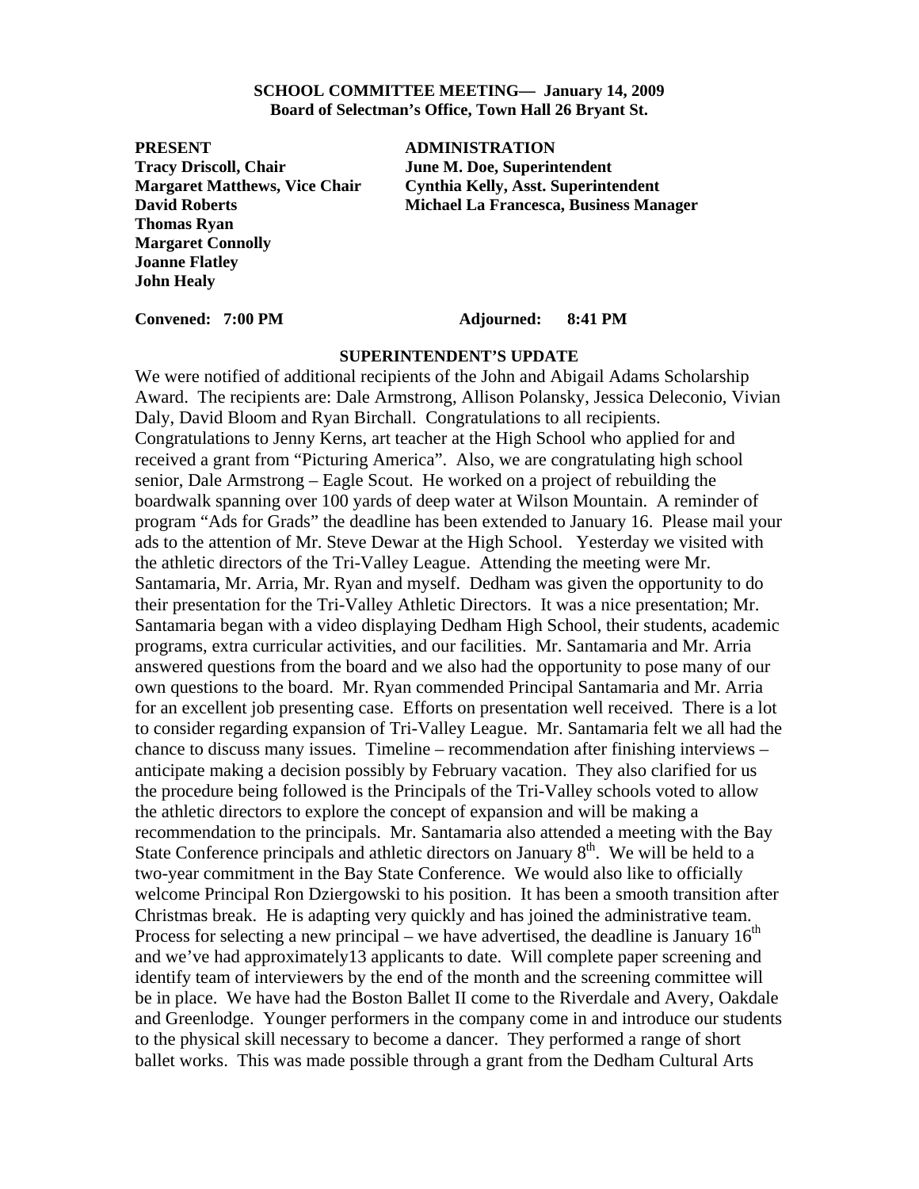**SCHOOL COMMITTEE MEETING— January 14, 2009**
**Board of Selectman's Office, Town Hall 26 Bryant St.**

| **PRESENT** | **ADMINISTRATION** |
|---|---|
| **Tracy Driscoll, Chair** | **June M. Doe, Superintendent** |
| **Margaret Matthews, Vice Chair** | **Cynthia Kelly, Asst. Superintendent** |
| **David Roberts** | **Michael La Francesca, Business Manager** |
| **Thomas Ryan** | |
| **Margaret Connolly** | |
| **Joanne Flatley** | |
| **John Healy** | |

**Convened: 7:00 PM** **Adjourned: 8:41 PM**

## SUPERINTENDENT'S UPDATE

We were notified of additional recipients of the John and Abigail Adams Scholarship Award. The recipients are: Dale Armstrong, Allison Polansky, Jessica Deleconio, Vivian Daly, David Bloom and Ryan Birchall. Congratulations to all recipients. Congratulations to Jenny Kerns, art teacher at the High School who applied for and received a grant from "Picturing America". Also, we are congratulating high school senior, Dale Armstrong – Eagle Scout. He worked on a project of rebuilding the boardwalk spanning over 100 yards of deep water at Wilson Mountain. A reminder of program "Ads for Grads" the deadline has been extended to January 16. Please mail your ads to the attention of Mr. Steve Dewar at the High School. Yesterday we visited with the athletic directors of the Tri-Valley League. Attending the meeting were Mr. Santamaria, Mr. Arria, Mr. Ryan and myself. Dedham was given the opportunity to do their presentation for the Tri-Valley Athletic Directors. It was a nice presentation; Mr. Santamaria began with a video displaying Dedham High School, their students, academic programs, extra curricular activities, and our facilities. Mr. Santamaria and Mr. Arria answered questions from the board and we also had the opportunity to pose many of our own questions to the board. Mr. Ryan commended Principal Santamaria and Mr. Arria for an excellent job presenting case. Efforts on presentation well received. There is a lot to consider regarding expansion of Tri-Valley League. Mr. Santamaria felt we all had the chance to discuss many issues. Timeline – recommendation after finishing interviews – anticipate making a decision possibly by February vacation. They also clarified for us the procedure being followed is the Principals of the Tri-Valley schools voted to allow the athletic directors to explore the concept of expansion and will be making a recommendation to the principals. Mr. Santamaria also attended a meeting with the Bay State Conference principals and athletic directors on January 8th. We will be held to a two-year commitment in the Bay State Conference. We would also like to officially welcome Principal Ron Dziergowski to his position. It has been a smooth transition after Christmas break. He is adapting very quickly and has joined the administrative team. Process for selecting a new principal – we have advertised, the deadline is January 16th and we've had approximately13 applicants to date. Will complete paper screening and identify team of interviewers by the end of the month and the screening committee will be in place. We have had the Boston Ballet II come to the Riverdale and Avery, Oakdale and Greenlodge. Younger performers in the company come in and introduce our students to the physical skill necessary to become a dancer. They performed a range of short ballet works. This was made possible through a grant from the Dedham Cultural Arts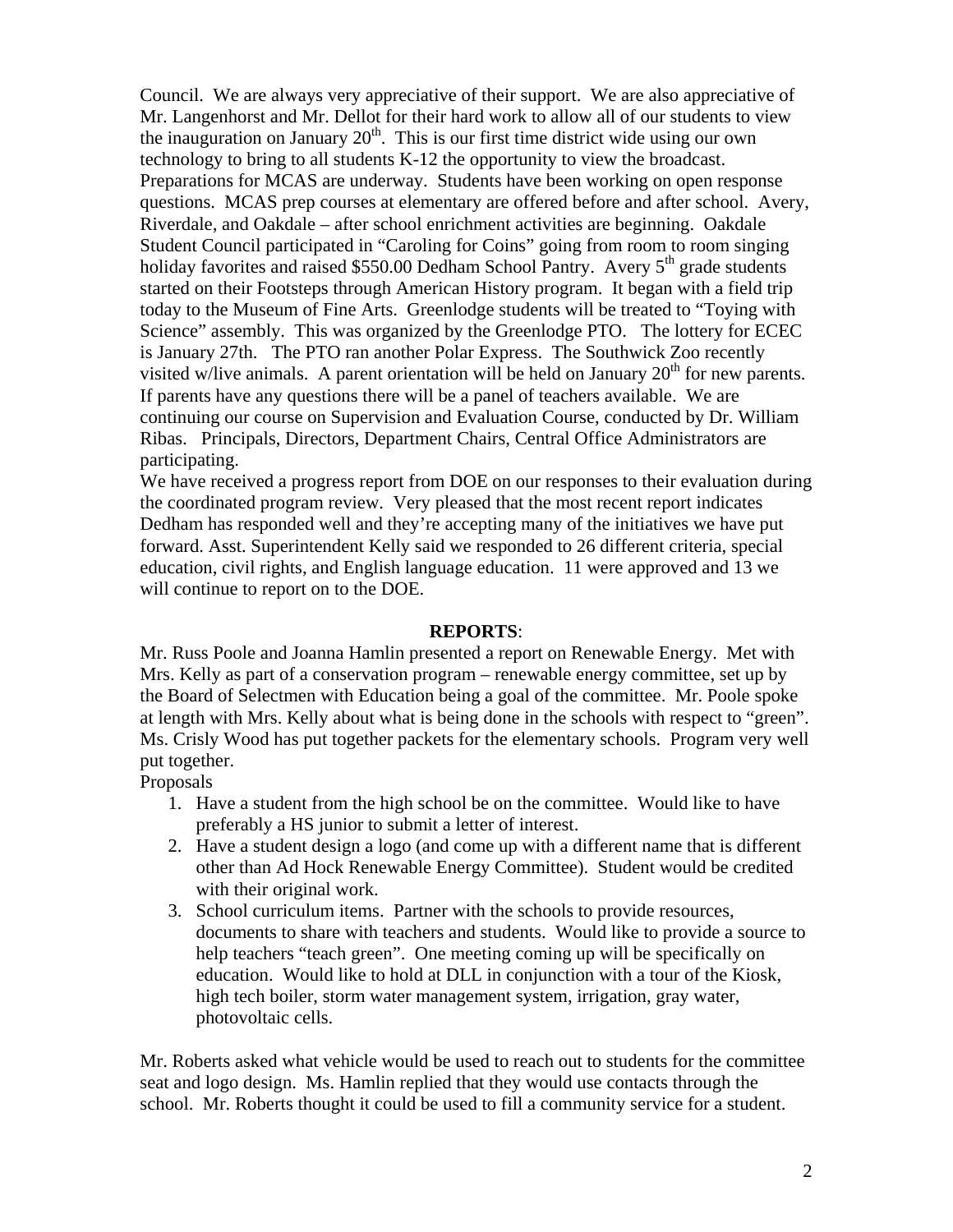Council. We are always very appreciative of their support. We are also appreciative of Mr. Langenhorst and Mr. Dellot for their hard work to allow all of our students to view the inauguration on January 20th. This is our first time district wide using our own technology to bring to all students K-12 the opportunity to view the broadcast. Preparations for MCAS are underway. Students have been working on open response questions. MCAS prep courses at elementary are offered before and after school. Avery, Riverdale, and Oakdale – after school enrichment activities are beginning. Oakdale Student Council participated in "Caroling for Coins" going from room to room singing holiday favorites and raised $550.00 Dedham School Pantry. Avery 5th grade students started on their Footsteps through American History program. It began with a field trip today to the Museum of Fine Arts. Greenlodge students will be treated to "Toying with Science" assembly. This was organized by the Greenlodge PTO. The lottery for ECEC is January 27th. The PTO ran another Polar Express. The Southwick Zoo recently visited w/live animals. A parent orientation will be held on January 20th for new parents. If parents have any questions there will be a panel of teachers available. We are continuing our course on Supervision and Evaluation Course, conducted by Dr. William Ribas. Principals, Directors, Department Chairs, Central Office Administrators are participating.

We have received a progress report from DOE on our responses to their evaluation during the coordinated program review. Very pleased that the most recent report indicates Dedham has responded well and they're accepting many of the initiatives we have put forward. Asst. Superintendent Kelly said we responded to 26 different criteria, special education, civil rights, and English language education. 11 were approved and 13 we will continue to report on to the DOE.

**REPORTS**:

Mr. Russ Poole and Joanna Hamlin presented a report on Renewable Energy. Met with Mrs. Kelly as part of a conservation program – renewable energy committee, set up by the Board of Selectmen with Education being a goal of the committee. Mr. Poole spoke at length with Mrs. Kelly about what is being done in the schools with respect to "green". Ms. Crisly Wood has put together packets for the elementary schools. Program very well put together.

Proposals

1. Have a student from the high school be on the committee. Would like to have preferably a HS junior to submit a letter of interest.
2. Have a student design a logo (and come up with a different name that is different other than Ad Hock Renewable Energy Committee). Student would be credited with their original work.
3. School curriculum items. Partner with the schools to provide resources, documents to share with teachers and students. Would like to provide a source to help teachers "teach green". One meeting coming up will be specifically on education. Would like to hold at DLL in conjunction with a tour of the Kiosk, high tech boiler, storm water management system, irrigation, gray water, photovoltaic cells.

Mr. Roberts asked what vehicle would be used to reach out to students for the committee seat and logo design. Ms. Hamlin replied that they would use contacts through the school. Mr. Roberts thought it could be used to fill a community service for a student.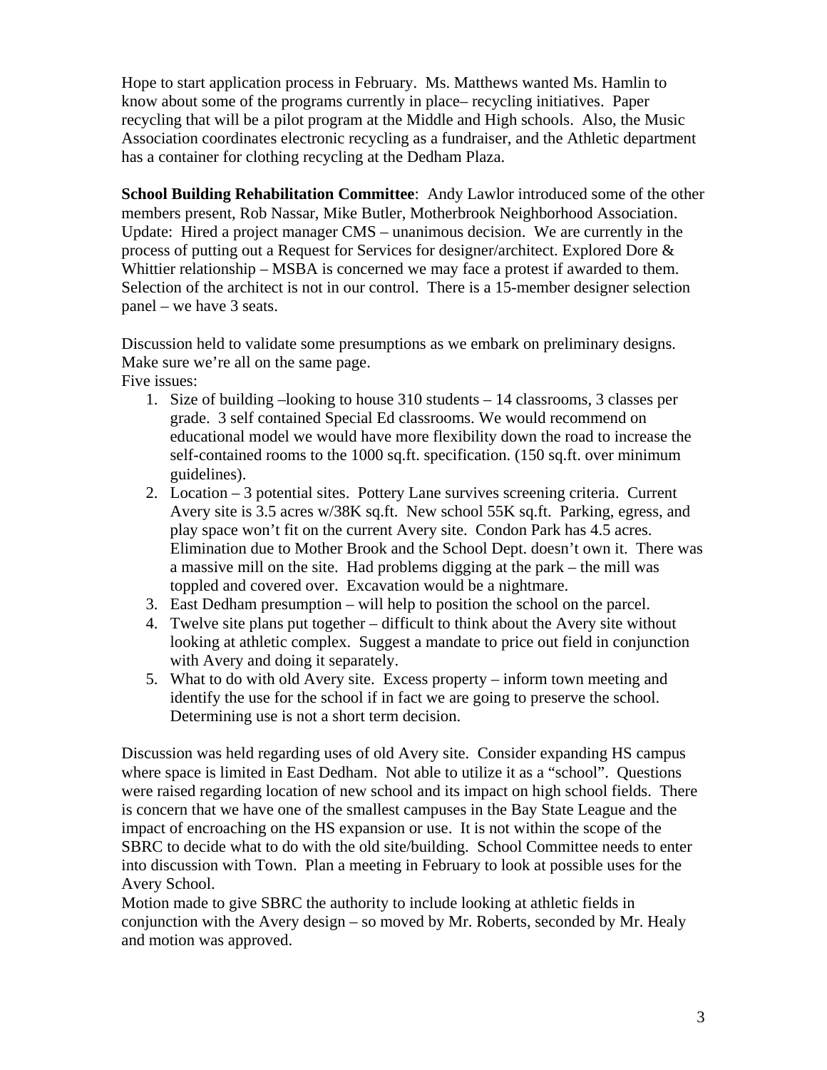Hope to start application process in February. Ms. Matthews wanted Ms. Hamlin to know about some of the programs currently in place– recycling initiatives. Paper recycling that will be a pilot program at the Middle and High schools. Also, the Music Association coordinates electronic recycling as a fundraiser, and the Athletic department has a container for clothing recycling at the Dedham Plaza.

**School Building Rehabilitation Committee**: Andy Lawlor introduced some of the other members present, Rob Nassar, Mike Butler, Motherbrook Neighborhood Association. Update: Hired a project manager CMS – unanimous decision. We are currently in the process of putting out a Request for Services for designer/architect. Explored Dore & Whittier relationship – MSBA is concerned we may face a protest if awarded to them. Selection of the architect is not in our control. There is a 15-member designer selection panel – we have 3 seats.

Discussion held to validate some presumptions as we embark on preliminary designs. Make sure we're all on the same page.
Five issues:

1. Size of building –looking to house 310 students – 14 classrooms, 3 classes per grade. 3 self contained Special Ed classrooms. We would recommend on educational model we would have more flexibility down the road to increase the self-contained rooms to the 1000 sq.ft. specification. (150 sq.ft. over minimum guidelines).
2. Location – 3 potential sites. Pottery Lane survives screening criteria. Current Avery site is 3.5 acres w/38K sq.ft. New school 55K sq.ft. Parking, egress, and play space won't fit on the current Avery site. Condon Park has 4.5 acres. Elimination due to Mother Brook and the School Dept. doesn't own it. There was a massive mill on the site. Had problems digging at the park – the mill was toppled and covered over. Excavation would be a nightmare.
3. East Dedham presumption – will help to position the school on the parcel.
4. Twelve site plans put together – difficult to think about the Avery site without looking at athletic complex. Suggest a mandate to price out field in conjunction with Avery and doing it separately.
5. What to do with old Avery site. Excess property – inform town meeting and identify the use for the school if in fact we are going to preserve the school. Determining use is not a short term decision.

Discussion was held regarding uses of old Avery site. Consider expanding HS campus where space is limited in East Dedham. Not able to utilize it as a "school". Questions were raised regarding location of new school and its impact on high school fields. There is concern that we have one of the smallest campuses in the Bay State League and the impact of encroaching on the HS expansion or use. It is not within the scope of the SBRC to decide what to do with the old site/building. School Committee needs to enter into discussion with Town. Plan a meeting in February to look at possible uses for the Avery School.
Motion made to give SBRC the authority to include looking at athletic fields in conjunction with the Avery design – so moved by Mr. Roberts, seconded by Mr. Healy and motion was approved.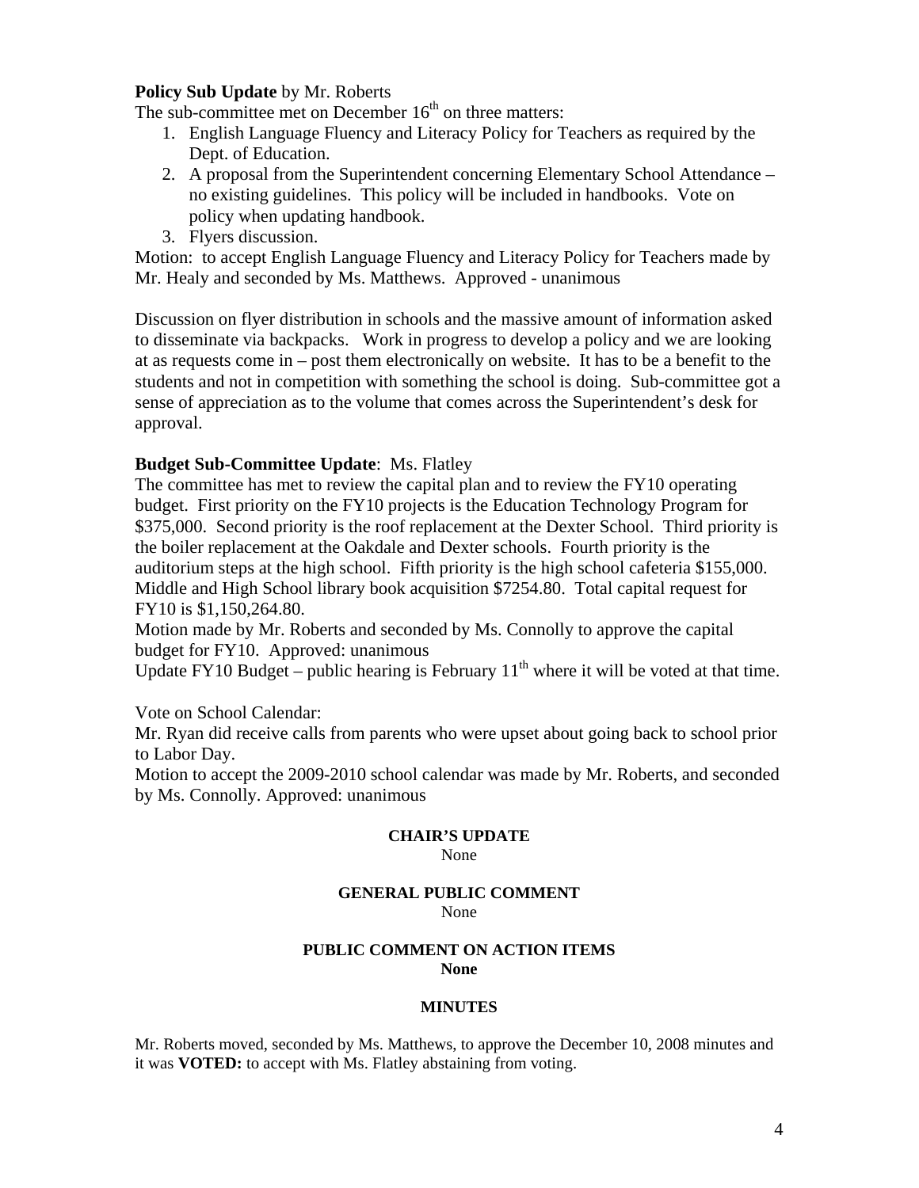**Policy Sub Update** by Mr. Roberts

The sub-committee met on December 16th on three matters:

1. English Language Fluency and Literacy Policy for Teachers as required by the Dept. of Education.
2. A proposal from the Superintendent concerning Elementary School Attendance – no existing guidelines. This policy will be included in handbooks. Vote on policy when updating handbook.
3. Flyers discussion.

Motion: to accept English Language Fluency and Literacy Policy for Teachers made by Mr. Healy and seconded by Ms. Matthews. Approved - unanimous

Discussion on flyer distribution in schools and the massive amount of information asked to disseminate via backpacks. Work in progress to develop a policy and we are looking at as requests come in – post them electronically on website. It has to be a benefit to the students and not in competition with something the school is doing. Sub-committee got a sense of appreciation as to the volume that comes across the Superintendent's desk for approval.

**Budget Sub-Committee Update**: Ms. Flatley

The committee has met to review the capital plan and to review the FY10 operating budget. First priority on the FY10 projects is the Education Technology Program for $375,000. Second priority is the roof replacement at the Dexter School. Third priority is the boiler replacement at the Oakdale and Dexter schools. Fourth priority is the auditorium steps at the high school. Fifth priority is the high school cafeteria $155,000. Middle and High School library book acquisition $7254.80. Total capital request for FY10 is $1,150,264.80.

Motion made by Mr. Roberts and seconded by Ms. Connolly to approve the capital budget for FY10. Approved: unanimous

Update FY10 Budget – public hearing is February 11th where it will be voted at that time.

Vote on School Calendar:

Mr. Ryan did receive calls from parents who were upset about going back to school prior to Labor Day.

Motion to accept the 2009-2010 school calendar was made by Mr. Roberts, and seconded by Ms. Connolly. Approved: unanimous

**CHAIR'S UPDATE**

None

**GENERAL PUBLIC COMMENT**

None

**PUBLIC COMMENT ON ACTION ITEMS**

**None**

**MINUTES**

Mr. Roberts moved, seconded by Ms. Matthews, to approve the December 10, 2008 minutes and it was **VOTED:** to accept with Ms. Flatley abstaining from voting.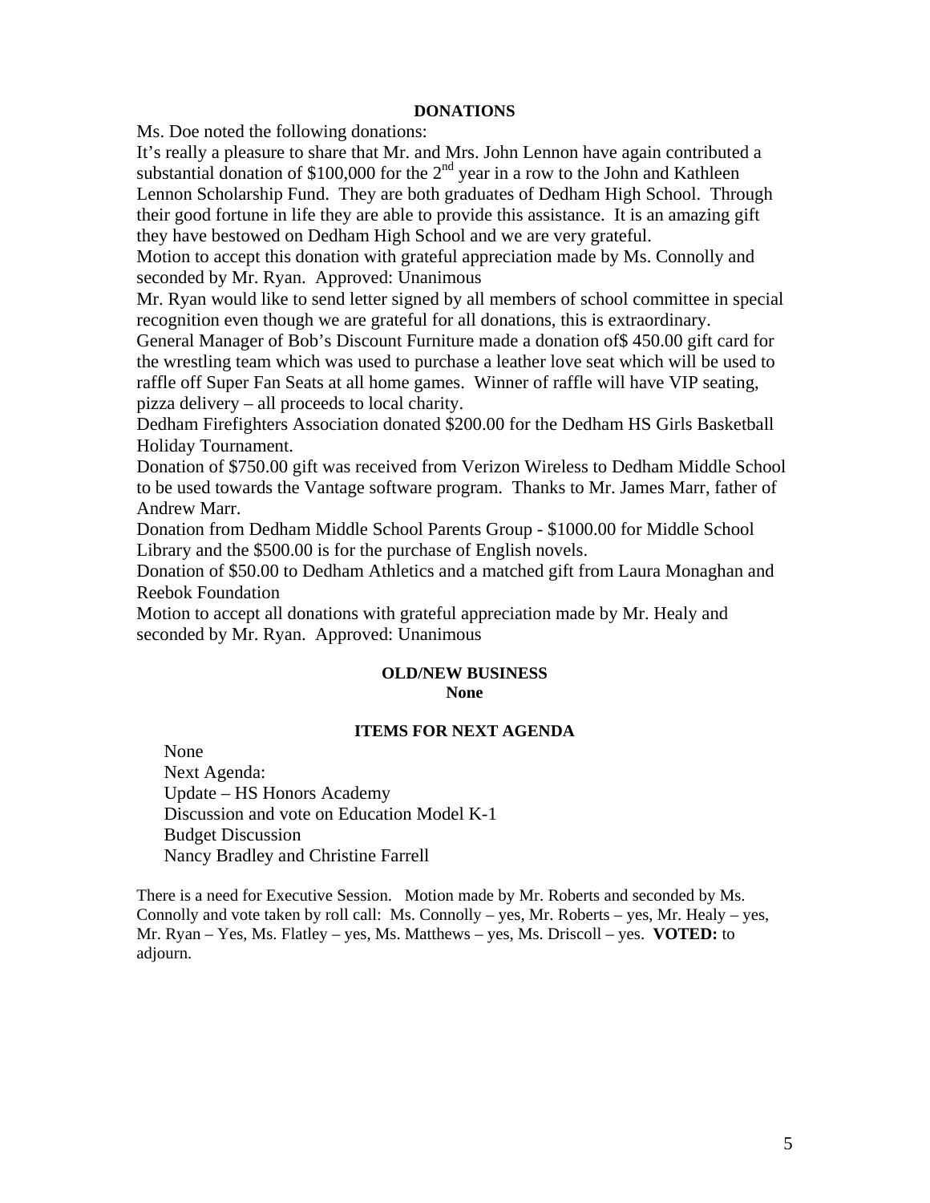**DONATIONS**

Ms. Doe noted the following donations:

It's really a pleasure to share that Mr. and Mrs. John Lennon have again contributed a substantial donation of $100,000 for the 2nd year in a row to the John and Kathleen Lennon Scholarship Fund. They are both graduates of Dedham High School. Through their good fortune in life they are able to provide this assistance. It is an amazing gift they have bestowed on Dedham High School and we are very grateful.

Motion to accept this donation with grateful appreciation made by Ms. Connolly and seconded by Mr. Ryan. Approved: Unanimous

Mr. Ryan would like to send letter signed by all members of school committee in special recognition even though we are grateful for all donations, this is extraordinary.

General Manager of Bob's Discount Furniture made a donation of$ 450.00 gift card for the wrestling team which was used to purchase a leather love seat which will be used to raffle off Super Fan Seats at all home games. Winner of raffle will have VIP seating, pizza delivery – all proceeds to local charity.

Dedham Firefighters Association donated $200.00 for the Dedham HS Girls Basketball Holiday Tournament.

Donation of $750.00 gift was received from Verizon Wireless to Dedham Middle School to be used towards the Vantage software program. Thanks to Mr. James Marr, father of Andrew Marr.

Donation from Dedham Middle School Parents Group - $1000.00 for Middle School Library and the $500.00 is for the purchase of English novels.

Donation of $50.00 to Dedham Athletics and a matched gift from Laura Monaghan and Reebok Foundation

Motion to accept all donations with grateful appreciation made by Mr. Healy and seconded by Mr. Ryan. Approved: Unanimous

**OLD/NEW BUSINESS**
**None**

**ITEMS FOR NEXT AGENDA**

None
Next Agenda:
Update – HS Honors Academy
Discussion and vote on Education Model K-1
Budget Discussion
Nancy Bradley and Christine Farrell

There is a need for Executive Session. Motion made by Mr. Roberts and seconded by Ms. Connolly and vote taken by roll call: Ms. Connolly – yes, Mr. Roberts – yes, Mr. Healy – yes, Mr. Ryan – Yes, Ms. Flatley – yes, Ms. Matthews – yes, Ms. Driscoll – yes. **VOTED:** to adjourn.